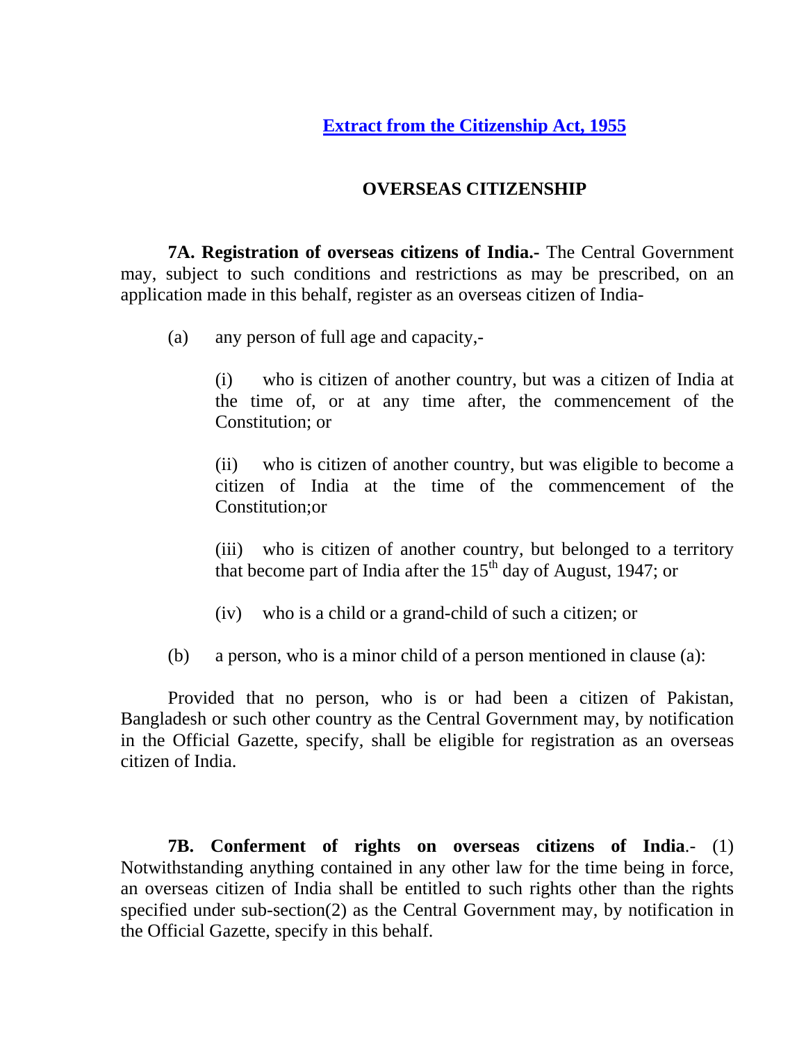# Extract from the Citizenship Act, 1955

## OVERSEAS CITIZENSHIP

**7A. Registration of overseas citizens of India.-** The Central Government may, subject to such conditions and restrictions as may be prescribed, on an application made in this behalf, register as an overseas citizen of India-

(a) any person of full age and capacity,-

(i) who is citizen of another country, but was a citizen of India at the time of, or at any time after, the commencement of the Constitution; or

(ii) who is citizen of another country, but was eligible to become a citizen of India at the time of the commencement of the Constitution;or

(iii) who is citizen of another country, but belonged to a territory that become part of India after the 15th day of August, 1947; or

(iv) who is a child or a grand-child of such a citizen; or

(b) a person, who is a minor child of a person mentioned in clause (a):

Provided that no person, who is or had been a citizen of Pakistan, Bangladesh or such other country as the Central Government may, by notification in the Official Gazette, specify, shall be eligible for registration as an overseas citizen of India.

**7B. Conferment of rights on overseas citizens of India**.- (1) Notwithstanding anything contained in any other law for the time being in force, an overseas citizen of India shall be entitled to such rights other than the rights specified under sub-section(2) as the Central Government may, by notification in the Official Gazette, specify in this behalf.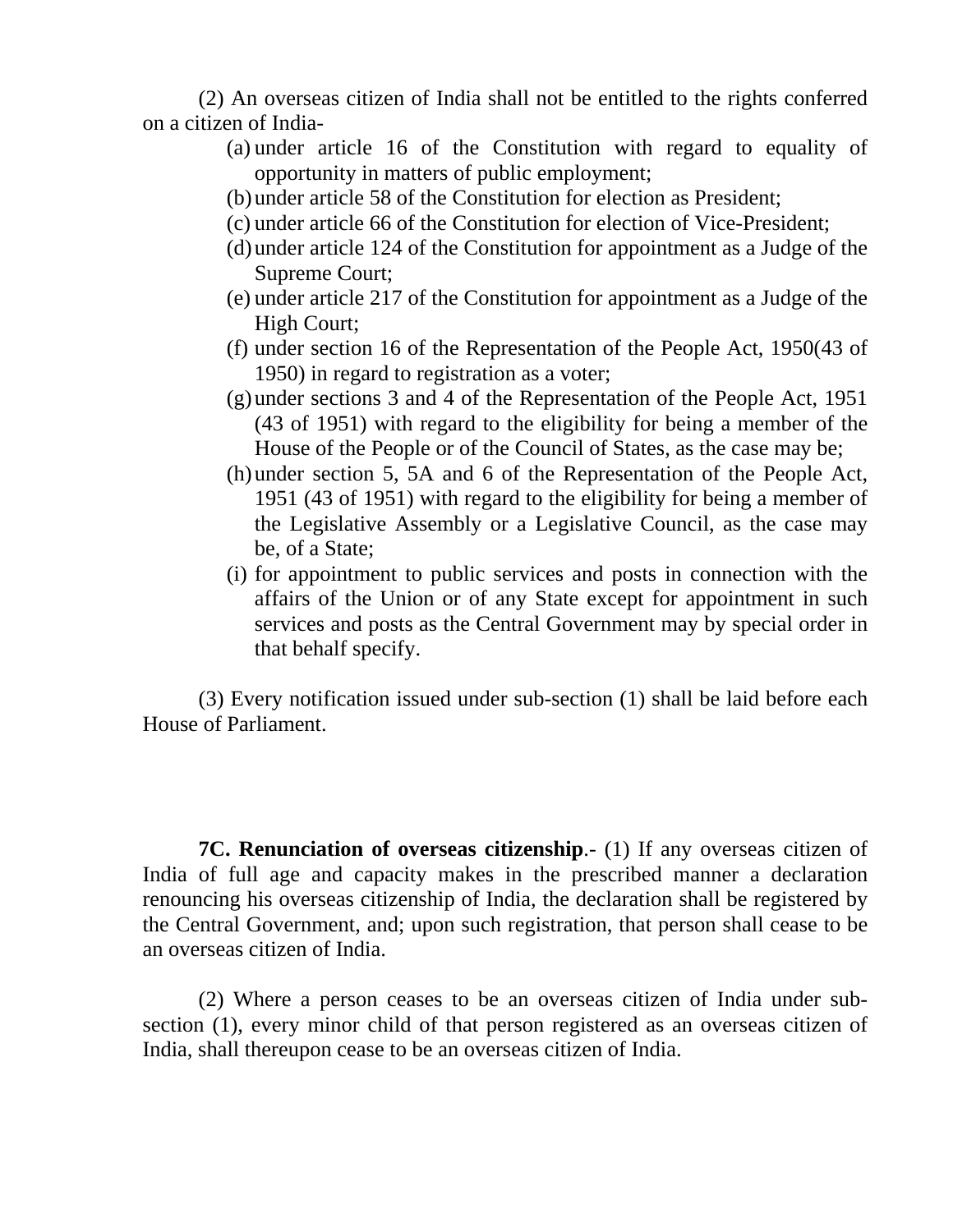(2) An overseas citizen of India shall not be entitled to the rights conferred on a citizen of India-

(a) under article 16 of the Constitution with regard to equality of opportunity in matters of public employment;

(b) under article 58 of the Constitution for election as President;

(c) under article 66 of the Constitution for election of Vice-President;

(d) under article 124 of the Constitution for appointment as a Judge of the Supreme Court;

(e) under article 217 of the Constitution for appointment as a Judge of the High Court;

(f) under section 16 of the Representation of the People Act, 1950(43 of 1950) in regard to registration as a voter;

(g) under sections 3 and 4 of the Representation of the People Act, 1951 (43 of 1951) with regard to the eligibility for being a member of the House of the People or of the Council of States, as the case may be;

(h) under section 5, 5A and 6 of the Representation of the People Act, 1951 (43 of 1951) with regard to the eligibility for being a member of the Legislative Assembly or a Legislative Council, as the case may be, of a State;

(i) for appointment to public services and posts in connection with the affairs of the Union or of any State except for appointment in such services and posts as the Central Government may by special order in that behalf specify.

(3) Every notification issued under sub-section (1) shall be laid before each House of Parliament.

**7C. Renunciation of overseas citizenship**.- (1) If any overseas citizen of India of full age and capacity makes in the prescribed manner a declaration renouncing his overseas citizenship of India, the declaration shall be registered by the Central Government, and; upon such registration, that person shall cease to be an overseas citizen of India.

(2) Where a person ceases to be an overseas citizen of India under sub-section (1), every minor child of that person registered as an overseas citizen of India, shall thereupon cease to be an overseas citizen of India.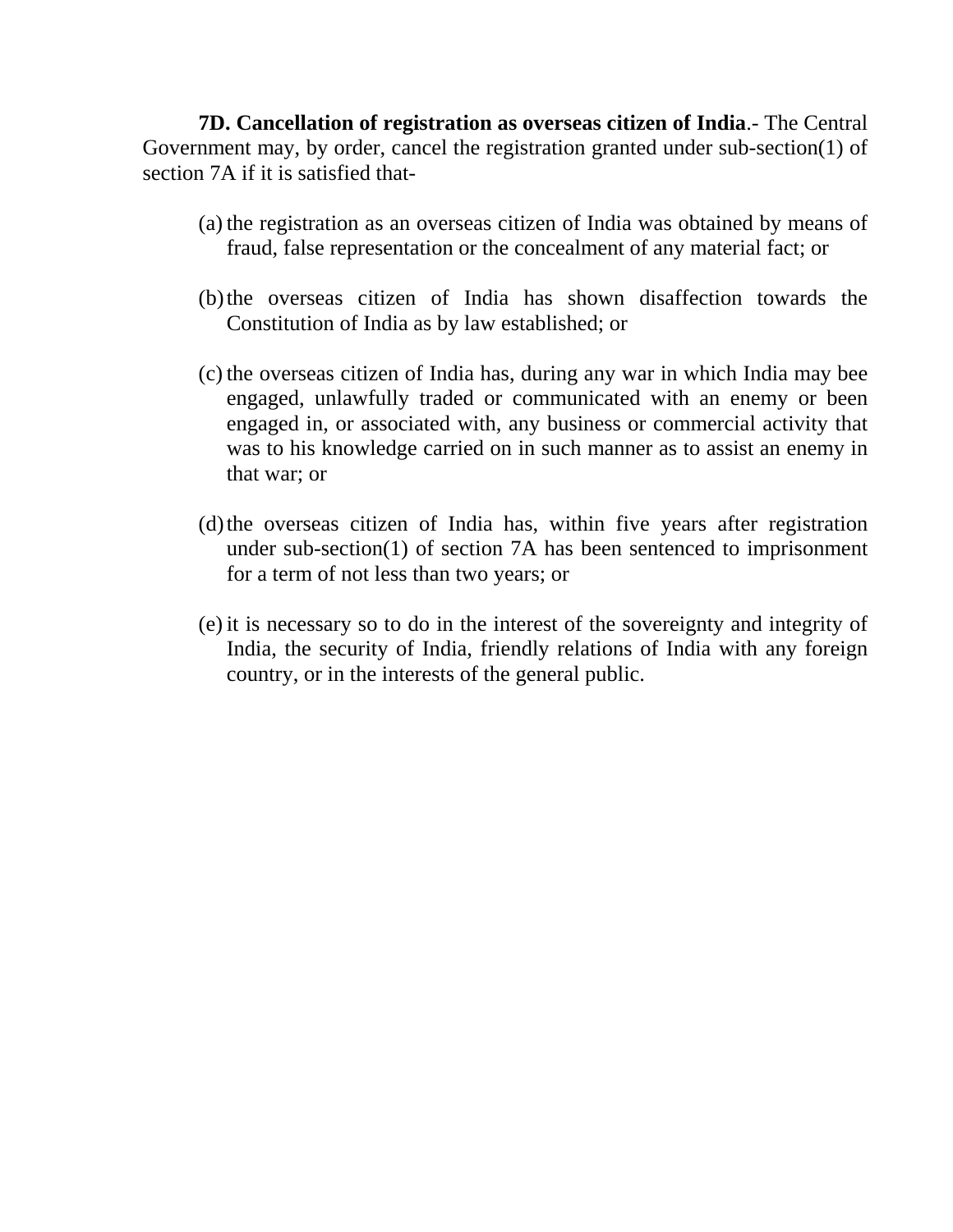**7D. Cancellation of registration as overseas citizen of India**.- The Central Government may, by order, cancel the registration granted under sub-section(1) of section 7A if it is satisfied that-

(a) the registration as an overseas citizen of India was obtained by means of fraud, false representation or the concealment of any material fact; or

(b) the overseas citizen of India has shown disaffection towards the Constitution of India as by law established; or

(c) the overseas citizen of India has, during any war in which India may bee engaged, unlawfully traded or communicated with an enemy or been engaged in, or associated with, any business or commercial activity that was to his knowledge carried on in such manner as to assist an enemy in that war; or

(d) the overseas citizen of India has, within five years after registration under sub-section(1) of section 7A has been sentenced to imprisonment for a term of not less than two years; or

(e) it is necessary so to do in the interest of the sovereignty and integrity of India, the security of India, friendly relations of India with any foreign country, or in the interests of the general public.